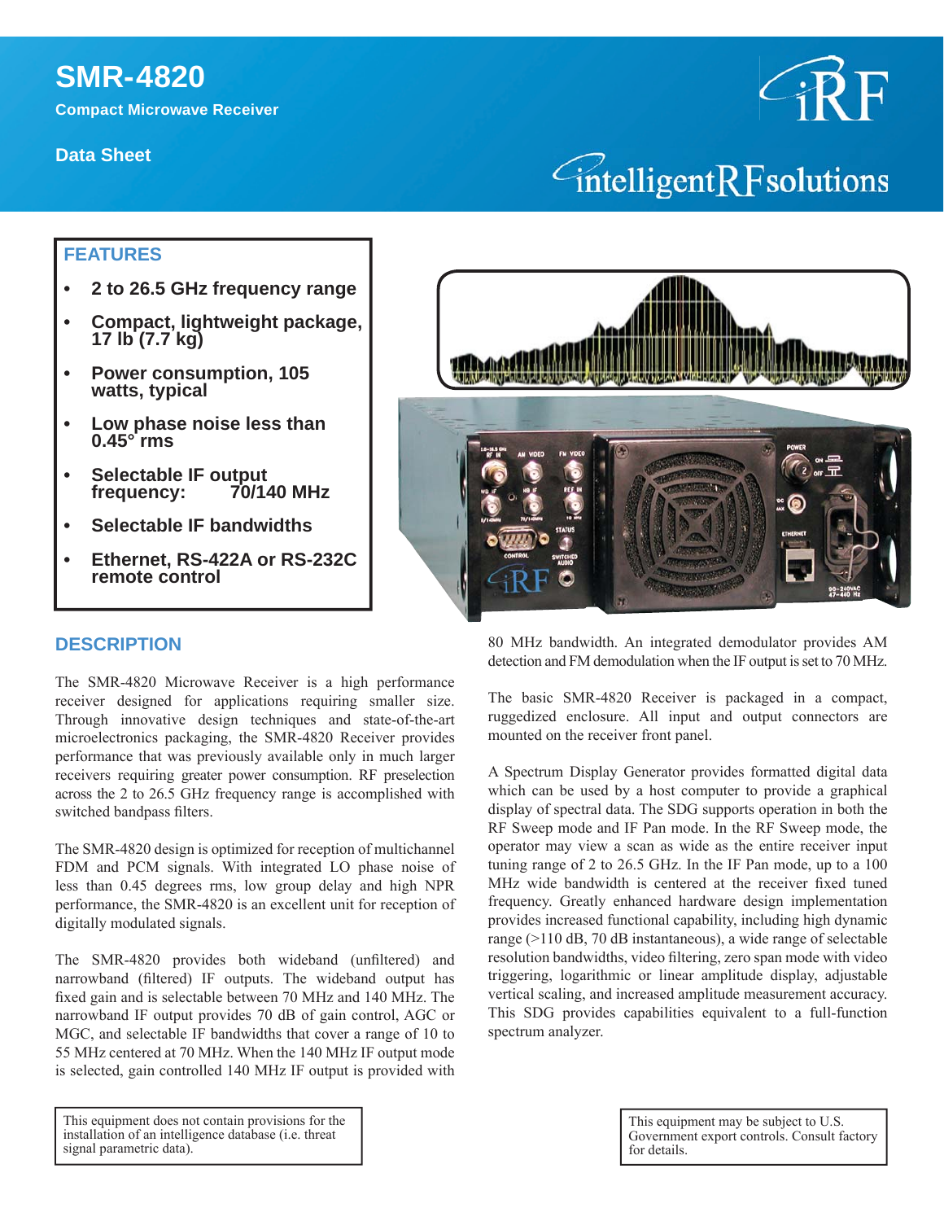# SMR-4820

**Compact Microwave Receiver**

**Data Sheet**

## FEATURES

- **2 to 26.5 GHz frequency range**
- **Compact, lightweight package, 17 lb (7.7 kg)**
- **Power consumption, 105 watts, typical**
- **Low phase noise less than 0.45° rms**
- **Selectable IF output frequency: 70/140 MHz**
- **Selectable IF bandwidths**
- **Ethernet, RS-422A or RS-232C remote control**

## DESCRIPTION

The SMR-4820 Microwave Receiver is a high performance receiver designed for applications requiring smaller size. Through innovative design techniques and state-of-the-art microelectronics packaging, the SMR-4820 Receiver provides performance that was previously available only in much larger receivers requiring greater power consumption. RF preselection across the 2 to 26.5 GHz frequency range is accomplished with switched bandpass filters.

The SMR-4820 design is optimized for reception of multichannel FDM and PCM signals. With integrated LO phase noise of less than 0.45 degrees rms, low group delay and high NPR performance, the SMR-4820 is an excellent unit for reception of digitally modulated signals.

The SMR-4820 provides both wideband (unfiltered) and narrowband (filtered) IF outputs. The wideband output has fixed gain and is selectable between 70 MHz and 140 MHz. The narrowband IF output provides 70 dB of gain control, AGC or MGC, and selectable IF bandwidths that cover a range of 10 to 55 MHz centered at 70 MHz. When the 140 MHz IF output mode is selected, gain controlled 140 MHz IF output is provided with 80 MHz bandwidth. An integrated demodulator provides AM detection and FM demodulation when the IF output is set to 70 MHz.

The basic SMR-4820 Receiver is packaged in a compact, ruggedized enclosure. All input and output connectors are mounted on the receiver front panel.

A Spectrum Display Generator provides formatted digital data which can be used by a host computer to provide a graphical display of spectral data. The SDG supports operation in both the RF Sweep mode and IF Pan mode. In the RF Sweep mode, the operator may view a scan as wide as the entire receiver input tuning range of 2 to 26.5 GHz. In the IF Pan mode, up to a 100 MHz wide bandwidth is centered at the receiver fixed tuned frequency. Greatly enhanced hardware design implementation provides increased functional capability, including high dynamic range (>110 dB, 70 dB instantaneous), a wide range of selectable resolution bandwidths, video filtering, zero span mode with video triggering, logarithmic or linear amplitude display, adjustable vertical scaling, and increased amplitude measurement accuracy. This SDG provides capabilities equivalent to a full-function spectrum analyzer.

This equipment does not contain provisions for the installation of an intelligence database (i.e. threat signal parametric data).

This equipment may be subject to U.S. Government export controls. Consult factory for details.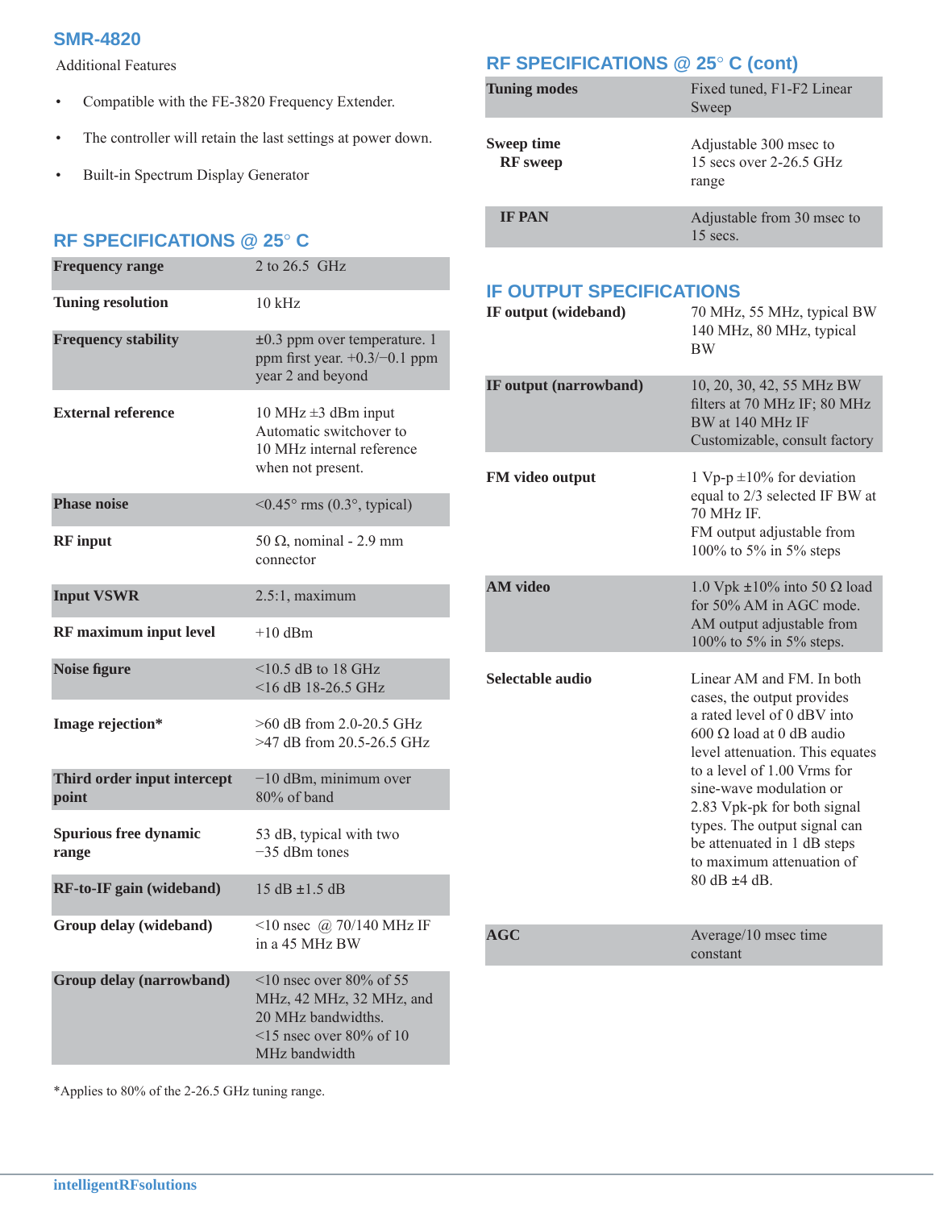## SMR-4820

Additional Features

- Compatible with the FE-3820 Frequency Extender.
- The controller will retain the last settings at power down.
- Built-in Spectrum Display Generator

## RF SPECIFICATIONS @ 25° C

| | |
|---|---|
| **Frequency range** | 2 to 26.5 GHz |
| **Tuning resolution** | 10 kHz |
| **Frequency stability** | ±0.3 ppm over temperature. 1 ppm first year. +0.3/−0.1 ppm year 2 and beyond |
| **External reference** | 10 MHz ±3 dBm input Automatic switchover to 10 MHz internal reference when not present. |
| **Phase noise** | <0.45° rms (0.3°, typical) |
| **RF input** | 50 Ω, nominal - 2.9 mm connector |
| **Input VSWR** | 2.5:1, maximum |
| **RF maximum input level** | +10 dBm |
| **Noise figure** | <10.5 dB to 18 GHz<br><16 dB 18-26.5 GHz |
| **Image rejection*** | >60 dB from 2.0-20.5 GHz<br>>47 dB from 20.5-26.5 GHz |
| **Third order input intercept point** | −10 dBm, minimum over 80% of band |
| **Spurious free dynamic range** | 53 dB, typical with two −35 dBm tones |
| **RF-to-IF gain (wideband)** | 15 dB ±1.5 dB |
| **Group delay (wideband)** | <10 nsec @ 70/140 MHz IF in a 45 MHz BW |
| **Group delay (narrowband)** | <10 nsec over 80% of 55 MHz, 42 MHz, 32 MHz, and 20 MHz bandwidths.<br><15 nsec over 80% of 10 MHz bandwidth |

*Applies to 80% of the 2-26.5 GHz tuning range.

## RF SPECIFICATIONS @ 25° C (cont)

| | |
|---|---|
| **Tuning modes** | Fixed tuned, F1-F2 Linear Sweep |
| **Sweep time**<br>**RF sweep** | Adjustable 300 msec to 15 secs over 2-26.5 GHz range |
| **IF PAN** | Adjustable from 30 msec to 15 secs. |

## IF OUTPUT SPECIFICATIONS

| | |
|---|---|
| **IF output (wideband)** | 70 MHz, 55 MHz, typical BW<br>140 MHz, 80 MHz, typical BW |
| **IF output (narrowband)** | 10, 20, 30, 42, 55 MHz BW filters at 70 MHz IF; 80 MHz BW at 140 MHz IF<br>Customizable, consult factory |
| **FM video output** | 1 Vp-p ±10% for deviation equal to 2/3 selected IF BW at 70 MHz IF.<br>FM output adjustable from 100% to 5% in 5% steps |
| **AM video** | 1.0 Vpk ±10% into 50 Ω load for 50% AM in AGC mode.<br>AM output adjustable from 100% to 5% in 5% steps. |
| **Selectable audio** | Linear AM and FM. In both cases, the output provides a rated level of 0 dBV into 600 Ω load at 0 dB audio level attenuation. This equates to a level of 1.00 Vrms for sine-wave modulation or 2.83 Vpk-pk for both signal types. The output signal can be attenuated in 1 dB steps to maximum attenuation of 80 dB ±4 dB. |
| **AGC** | Average/10 msec time constant |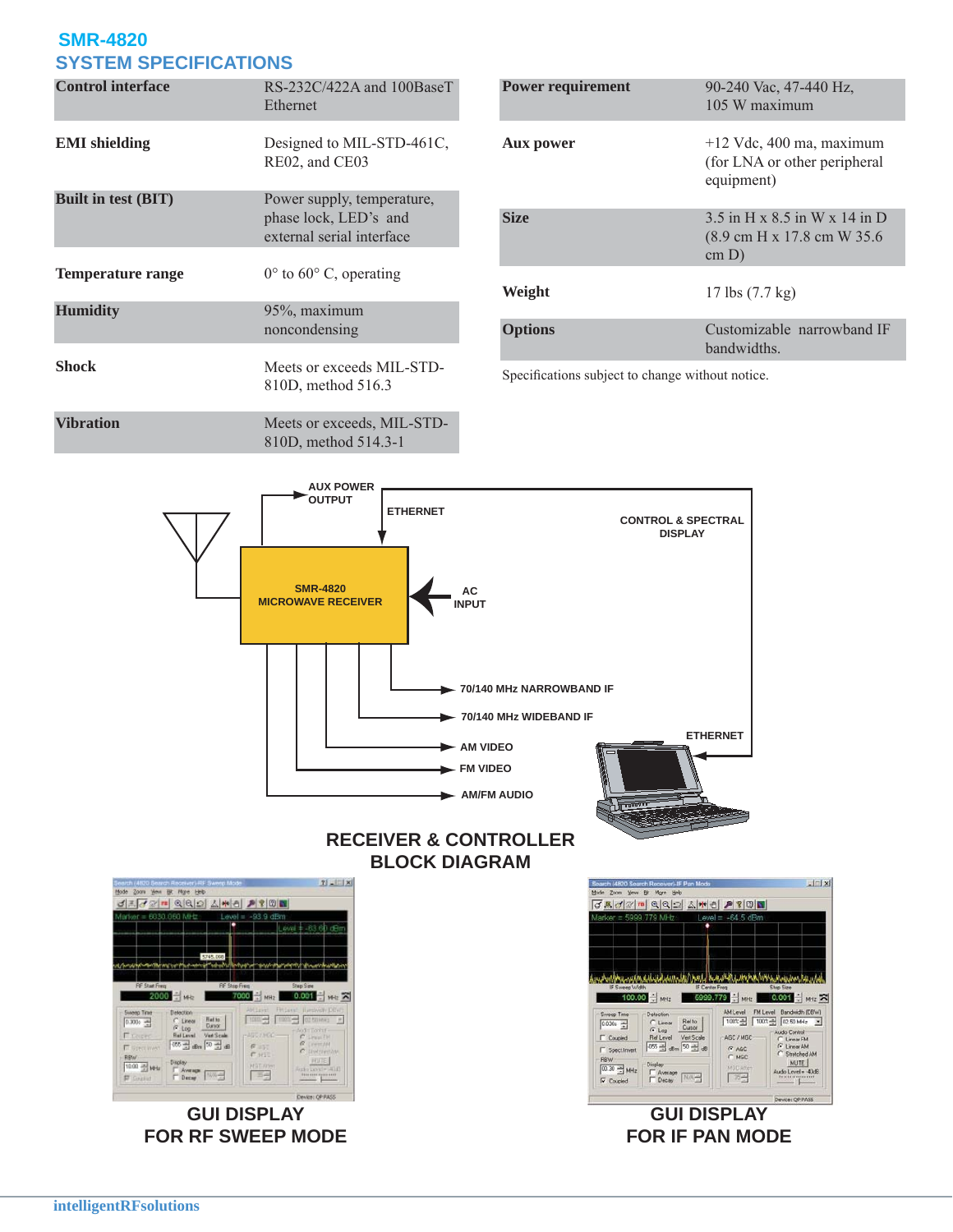## SMR-4820

## SYSTEM SPECIFICATIONS

| | |
|---|---|
| **Control interface** | RS-232C/422A and 100BaseT Ethernet |
| **EMI shielding** | Designed to MIL-STD-461C, RE02, and CE03 |
| **Built in test (BIT)** | Power supply, temperature, phase lock, LED's and external serial interface |
| **Temperature range** | 0° to 60° C, operating |
| **Humidity** | 95%, maximum noncondensing |
| **Shock** | Meets or exceeds MIL-STD-810D, method 516.3 |
| **Vibration** | Meets or exceeds, MIL-STD-810D, method 514.3-1 |
| **Power requirement** | 90-240 Vac, 47-440 Hz, 105 W maximum |
| **Aux power** | +12 Vdc, 400 ma, maximum (for LNA or other peripheral equipment) |
| **Size** | 3.5 in H x 8.5 in W x 14 in D (8.9 cm H x 17.8 cm W 35.6 cm D) |
| **Weight** | 17 lbs (7.7 kg) |
| **Options** | Customizable narrowband IF bandwidths. |

Specifications subject to change without notice.

AUX POWER OUTPUT
ETHERNET
CONTROL & SPECTRAL DISPLAY
SMR-4820 MICROWAVE RECEIVER
AC INPUT
70/140 MHz NARROWBAND IF
70/140 MHz WIDEBAND IF
AM VIDEO
FM VIDEO
AM/FM AUDIO
ETHERNET

**RECEIVER & CONTROLLER BLOCK DIAGRAM**

**GUI DISPLAY FOR RF SWEEP MODE**

**GUI DISPLAY FOR IF PAN MODE**

intelligentRFsolutions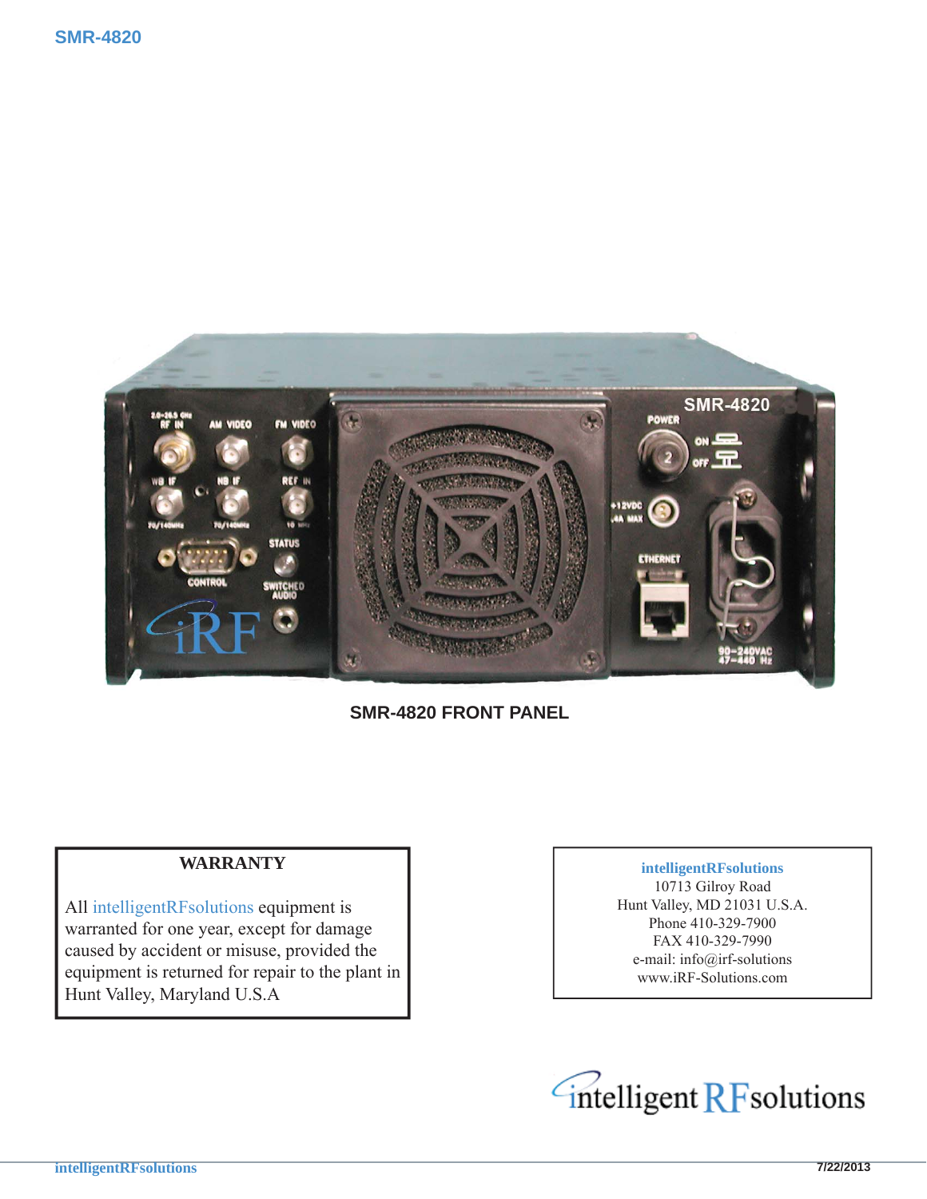SMR-4820 FRONT PANEL

**WARRANTY**

All intelligentRFsolutions equipment is warranted for one year, except for damage caused by accident or misuse, provided the equipment is returned for repair to the plant in Hunt Valley, Maryland U.S.A

**intelligentRFsolutions**
10713 Gilroy Road
Hunt Valley, MD 21031 U.S.A.
Phone 410-329-7900
FAX 410-329-7990
e-mail: info@irf-solutions
www.iRF-Solutions.com

intelligent RFsolutions

7/22/2013